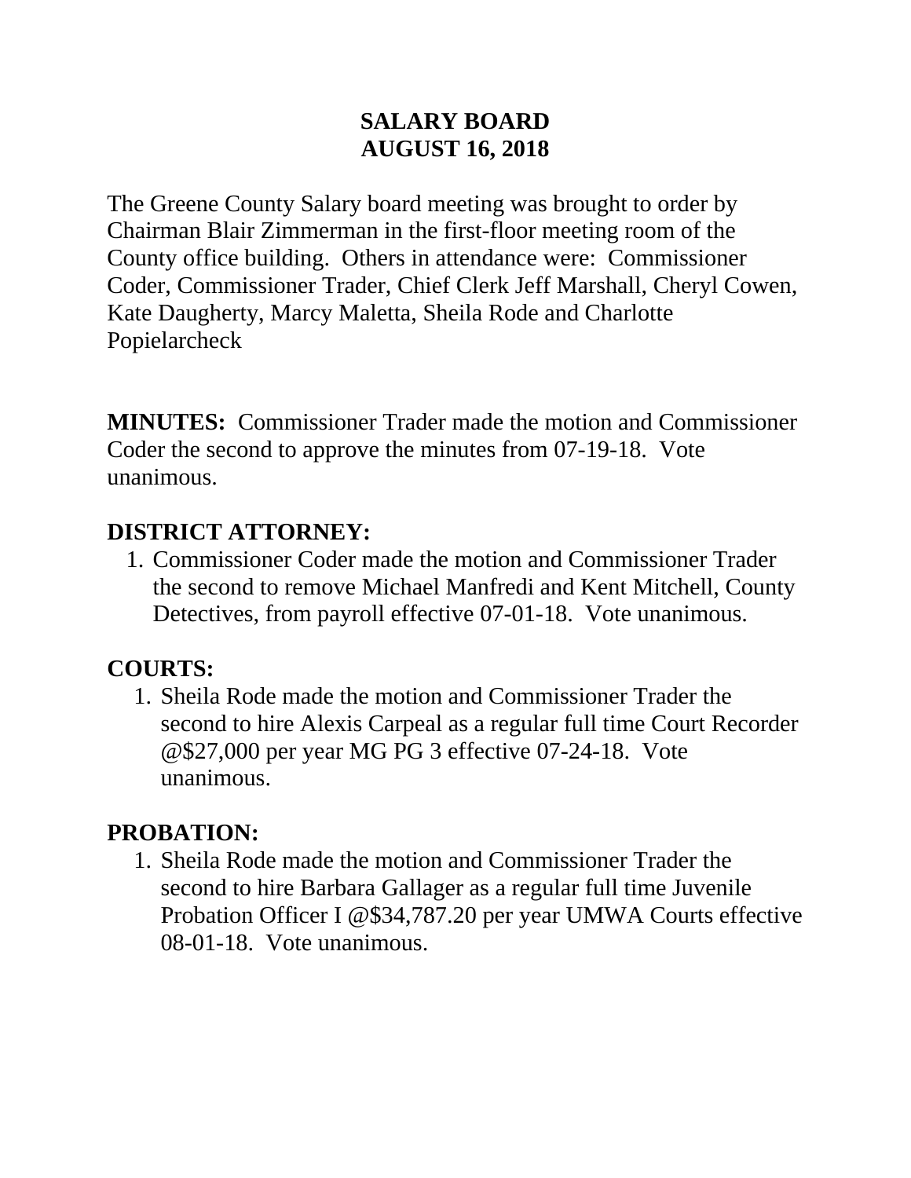# SALARY BOARD
# AUGUST 16, 2018

The Greene County Salary board meeting was brought to order by Chairman Blair Zimmerman in the first-floor meeting room of the County office building. Others in attendance were: Commissioner Coder, Commissioner Trader, Chief Clerk Jeff Marshall, Cheryl Cowen, Kate Daugherty, Marcy Maletta, Sheila Rode and Charlotte Popielarcheck

**MINUTES:** Commissioner Trader made the motion and Commissioner Coder the second to approve the minutes from 07-19-18. Vote unanimous.

## DISTRICT ATTORNEY:

1. Commissioner Coder made the motion and Commissioner Trader the second to remove Michael Manfredi and Kent Mitchell, County Detectives, from payroll effective 07-01-18. Vote unanimous.

## COURTS:

1. Sheila Rode made the motion and Commissioner Trader the second to hire Alexis Carpeal as a regular full time Court Recorder @$27,000 per year MG PG 3 effective 07-24-18. Vote unanimous.

## PROBATION:

1. Sheila Rode made the motion and Commissioner Trader the second to hire Barbara Gallager as a regular full time Juvenile Probation Officer I @$34,787.20 per year UMWA Courts effective 08-01-18. Vote unanimous.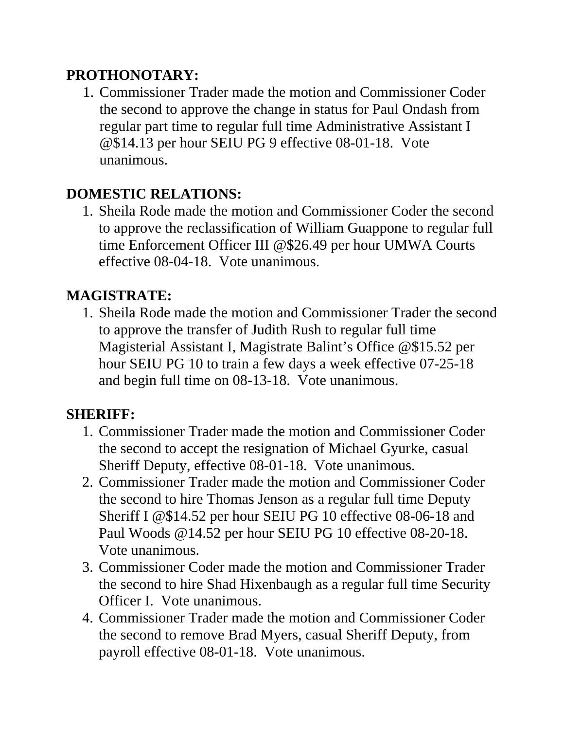**PROTHONOTARY:**

1. Commissioner Trader made the motion and Commissioner Coder the second to approve the change in status for Paul Ondash from regular part time to regular full time Administrative Assistant I @$14.13 per hour SEIU PG 9 effective 08-01-18. Vote unanimous.

**DOMESTIC RELATIONS:**

1. Sheila Rode made the motion and Commissioner Coder the second to approve the reclassification of William Guappone to regular full time Enforcement Officer III @$26.49 per hour UMWA Courts effective 08-04-18. Vote unanimous.

**MAGISTRATE:**

1. Sheila Rode made the motion and Commissioner Trader the second to approve the transfer of Judith Rush to regular full time Magisterial Assistant I, Magistrate Balint's Office @$15.52 per hour SEIU PG 10 to train a few days a week effective 07-25-18 and begin full time on 08-13-18. Vote unanimous.

**SHERIFF:**

1. Commissioner Trader made the motion and Commissioner Coder the second to accept the resignation of Michael Gyurke, casual Sheriff Deputy, effective 08-01-18. Vote unanimous.
2. Commissioner Trader made the motion and Commissioner Coder the second to hire Thomas Jenson as a regular full time Deputy Sheriff I @$14.52 per hour SEIU PG 10 effective 08-06-18 and Paul Woods @14.52 per hour SEIU PG 10 effective 08-20-18. Vote unanimous.
3. Commissioner Coder made the motion and Commissioner Trader the second to hire Shad Hixenbaugh as a regular full time Security Officer I. Vote unanimous.
4. Commissioner Trader made the motion and Commissioner Coder the second to remove Brad Myers, casual Sheriff Deputy, from payroll effective 08-01-18. Vote unanimous.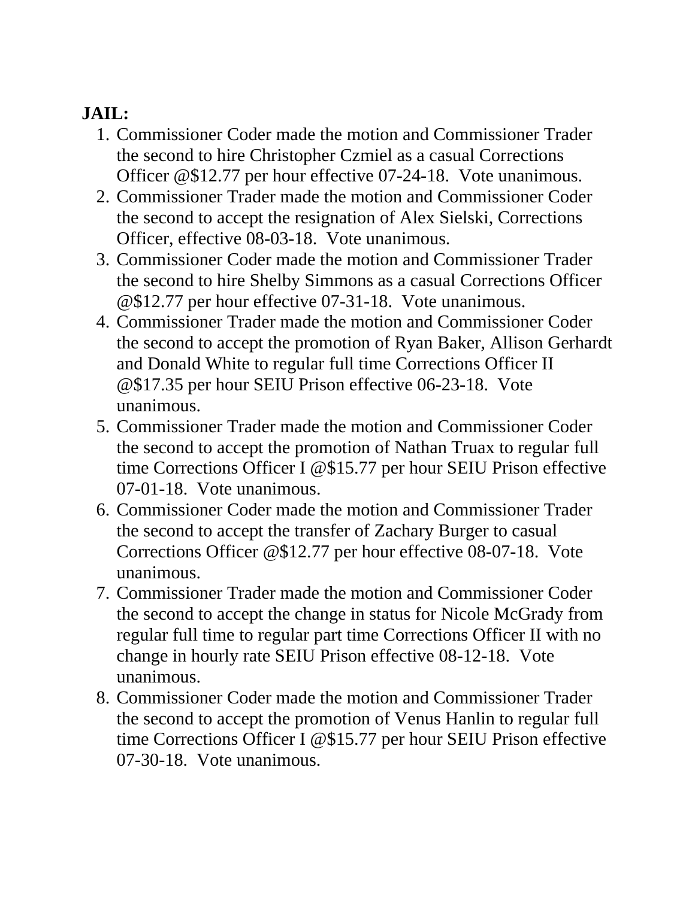**JAIL:**

1. Commissioner Coder made the motion and Commissioner Trader the second to hire Christopher Czmiel as a casual Corrections Officer @$12.77 per hour effective 07-24-18. Vote unanimous.
2. Commissioner Trader made the motion and Commissioner Coder the second to accept the resignation of Alex Sielski, Corrections Officer, effective 08-03-18. Vote unanimous.
3. Commissioner Coder made the motion and Commissioner Trader the second to hire Shelby Simmons as a casual Corrections Officer @$12.77 per hour effective 07-31-18. Vote unanimous.
4. Commissioner Trader made the motion and Commissioner Coder the second to accept the promotion of Ryan Baker, Allison Gerhardt and Donald White to regular full time Corrections Officer II @$17.35 per hour SEIU Prison effective 06-23-18. Vote unanimous.
5. Commissioner Trader made the motion and Commissioner Coder the second to accept the promotion of Nathan Truax to regular full time Corrections Officer I @$15.77 per hour SEIU Prison effective 07-01-18. Vote unanimous.
6. Commissioner Coder made the motion and Commissioner Trader the second to accept the transfer of Zachary Burger to casual Corrections Officer @$12.77 per hour effective 08-07-18. Vote unanimous.
7. Commissioner Trader made the motion and Commissioner Coder the second to accept the change in status for Nicole McGrady from regular full time to regular part time Corrections Officer II with no change in hourly rate SEIU Prison effective 08-12-18. Vote unanimous.
8. Commissioner Coder made the motion and Commissioner Trader the second to accept the promotion of Venus Hanlin to regular full time Corrections Officer I @$15.77 per hour SEIU Prison effective 07-30-18. Vote unanimous.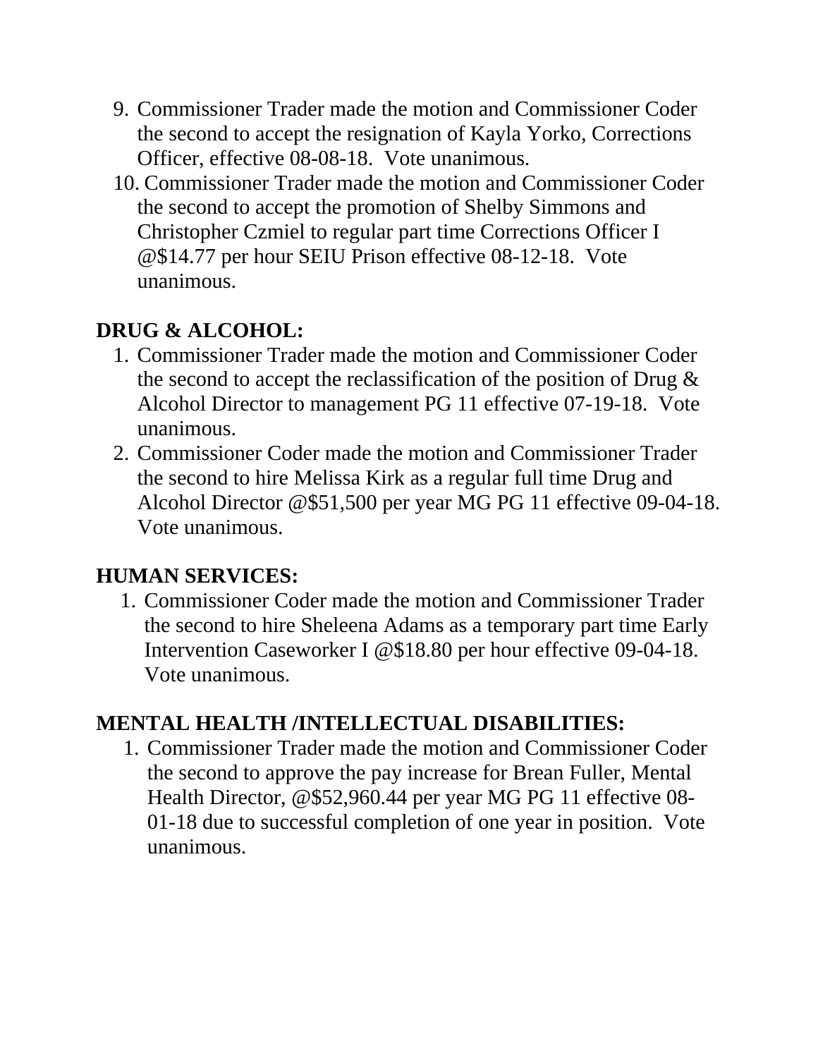9. Commissioner Trader made the motion and Commissioner Coder the second to accept the resignation of Kayla Yorko, Corrections Officer, effective 08-08-18. Vote unanimous.
10. Commissioner Trader made the motion and Commissioner Coder the second to accept the promotion of Shelby Simmons and Christopher Czmiel to regular part time Corrections Officer I @$14.77 per hour SEIU Prison effective 08-12-18. Vote unanimous.

**DRUG & ALCOHOL:**

1. Commissioner Trader made the motion and Commissioner Coder the second to accept the reclassification of the position of Drug & Alcohol Director to management PG 11 effective 07-19-18. Vote unanimous.
2. Commissioner Coder made the motion and Commissioner Trader the second to hire Melissa Kirk as a regular full time Drug and Alcohol Director @$51,500 per year MG PG 11 effective 09-04-18. Vote unanimous.

**HUMAN SERVICES:**

1. Commissioner Coder made the motion and Commissioner Trader the second to hire Sheleena Adams as a temporary part time Early Intervention Caseworker I @$18.80 per hour effective 09-04-18. Vote unanimous.

**MENTAL HEALTH /INTELLECTUAL DISABILITIES:**

1. Commissioner Trader made the motion and Commissioner Coder the second to approve the pay increase for Brean Fuller, Mental Health Director, @$52,960.44 per year MG PG 11 effective 08-01-18 due to successful completion of one year in position. Vote unanimous.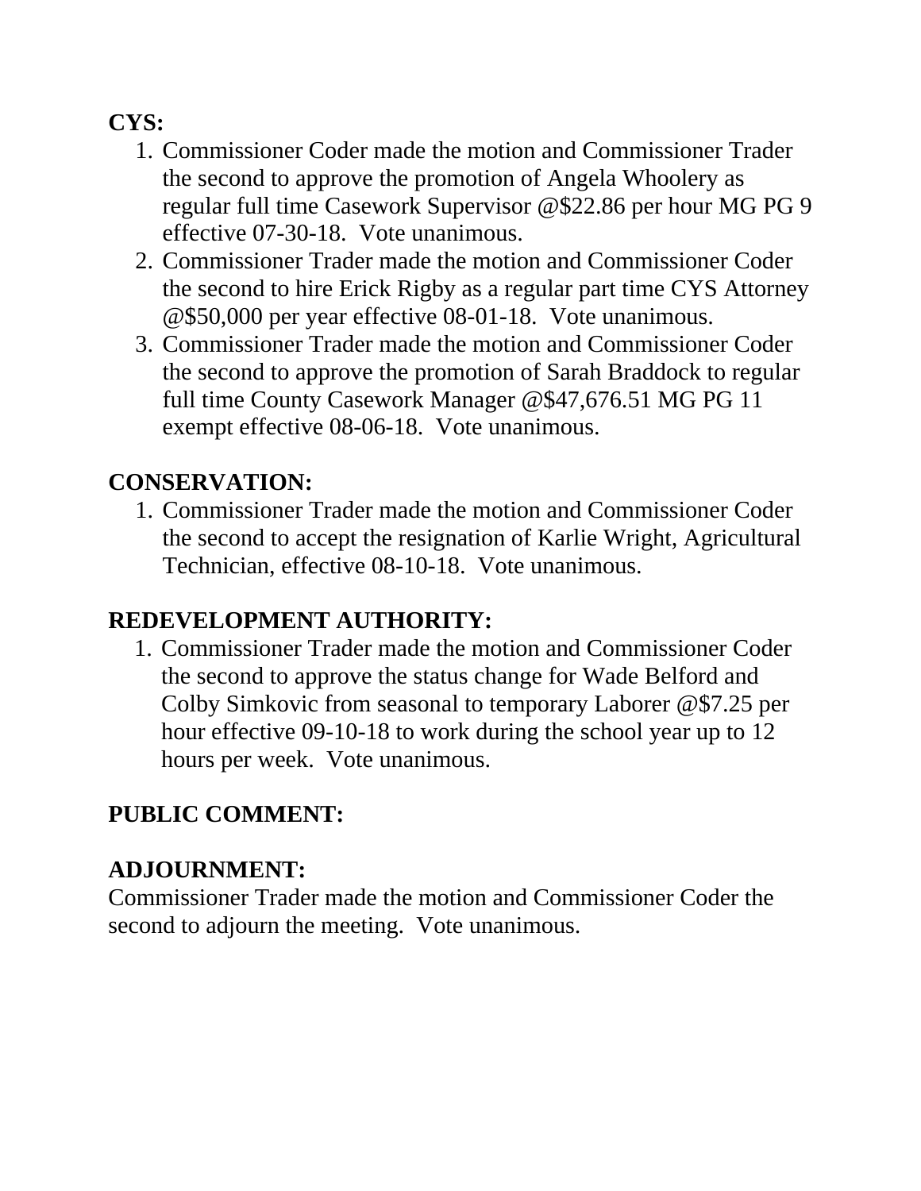**CYS:**

1. Commissioner Coder made the motion and Commissioner Trader the second to approve the promotion of Angela Whoolery as regular full time Casework Supervisor @$22.86 per hour MG PG 9 effective 07-30-18. Vote unanimous.
2. Commissioner Trader made the motion and Commissioner Coder the second to hire Erick Rigby as a regular part time CYS Attorney @$50,000 per year effective 08-01-18. Vote unanimous.
3. Commissioner Trader made the motion and Commissioner Coder the second to approve the promotion of Sarah Braddock to regular full time County Casework Manager @$47,676.51 MG PG 11 exempt effective 08-06-18. Vote unanimous.

**CONSERVATION:**

1. Commissioner Trader made the motion and Commissioner Coder the second to accept the resignation of Karlie Wright, Agricultural Technician, effective 08-10-18. Vote unanimous.

**REDEVELOPMENT AUTHORITY:**

1. Commissioner Trader made the motion and Commissioner Coder the second to approve the status change for Wade Belford and Colby Simkovic from seasonal to temporary Laborer @$7.25 per hour effective 09-10-18 to work during the school year up to 12 hours per week. Vote unanimous.

**PUBLIC COMMENT:**

**ADJOURNMENT:**

Commissioner Trader made the motion and Commissioner Coder the second to adjourn the meeting. Vote unanimous.